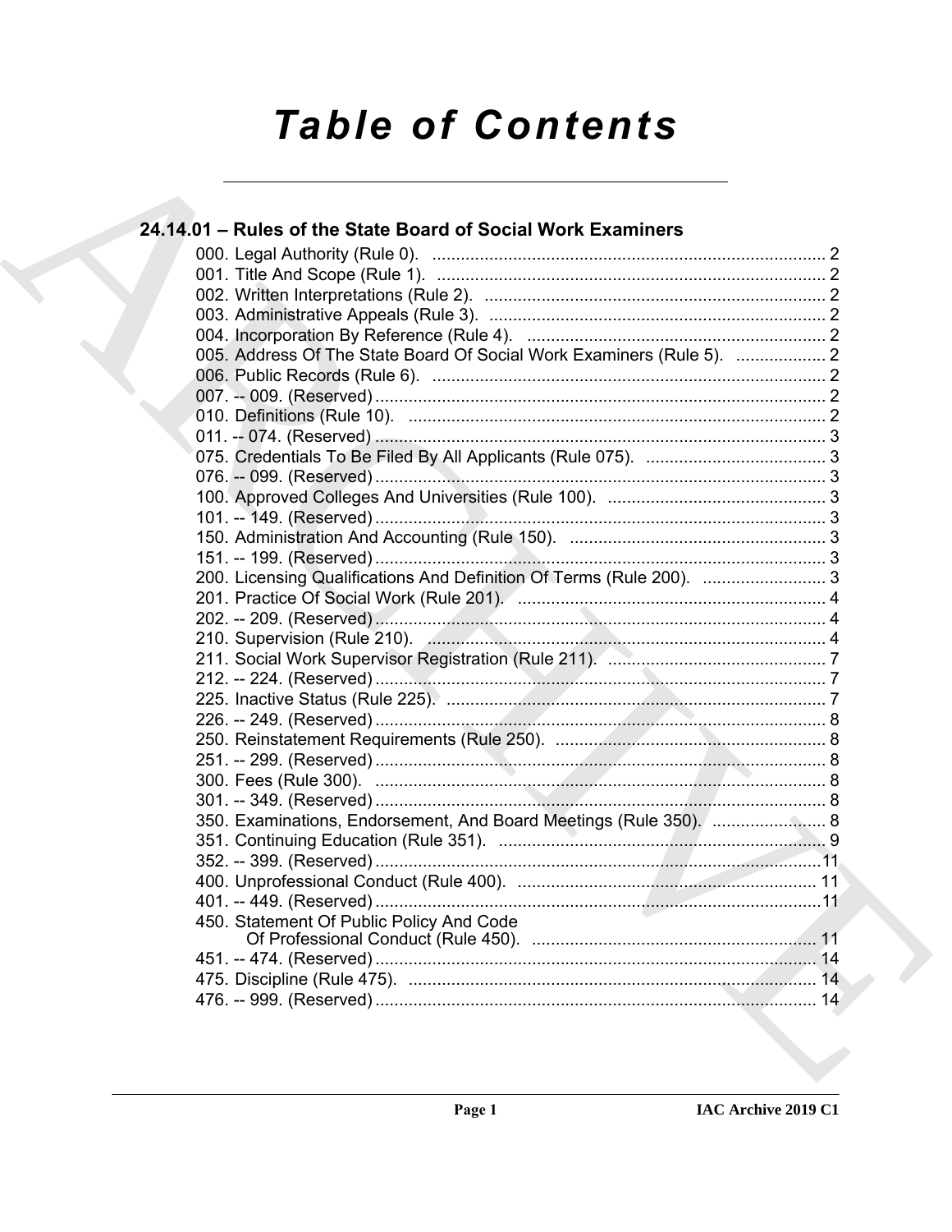# Table of Contents

## 24.14.01 – Rules of the State Board of Social Work Examiners

000. Legal Authority (Rule 0). .... 2
001. Title And Scope (Rule 1). .... 2
002. Written Interpretations (Rule 2). .... 2
003. Administrative Appeals (Rule 3). .... 2
004. Incorporation By Reference (Rule 4). .... 2
005. Address Of The State Board Of Social Work Examiners (Rule 5). .... 2
006. Public Records (Rule 6). .... 2
007. -- 009. (Reserved) .... 2
010. Definitions (Rule 10). .... 2
011. -- 074. (Reserved) .... 3
075. Credentials To Be Filed By All Applicants (Rule 075). .... 3
076. -- 099. (Reserved) .... 3
100. Approved Colleges And Universities (Rule 100). .... 3
101. -- 149. (Reserved) .... 3
150. Administration And Accounting (Rule 150). .... 3
151. -- 199. (Reserved) .... 3
200. Licensing Qualifications And Definition Of Terms (Rule 200). .... 3
201. Practice Of Social Work (Rule 201). .... 4
202. -- 209. (Reserved) .... 4
210. Supervision (Rule 210). .... 4
211. Social Work Supervisor Registration (Rule 211). .... 7
212. -- 224. (Reserved) .... 7
225. Inactive Status (Rule 225). .... 7
226. -- 249. (Reserved) .... 8
250. Reinstatement Requirements (Rule 250). .... 8
251. -- 299. (Reserved) .... 8
300. Fees (Rule 300). .... 8
301. -- 349. (Reserved) .... 8
350. Examinations, Endorsement, And Board Meetings (Rule 350). .... 8
351. Continuing Education (Rule 351). .... 9
352. -- 399. (Reserved) .... 11
400. Unprofessional Conduct (Rule 400). .... 11
401. -- 449. (Reserved) .... 11
450. Statement Of Public Policy And Code Of Professional Conduct (Rule 450). .... 11
451. -- 474. (Reserved) .... 14
475. Discipline (Rule 475). .... 14
476. -- 999. (Reserved) .... 14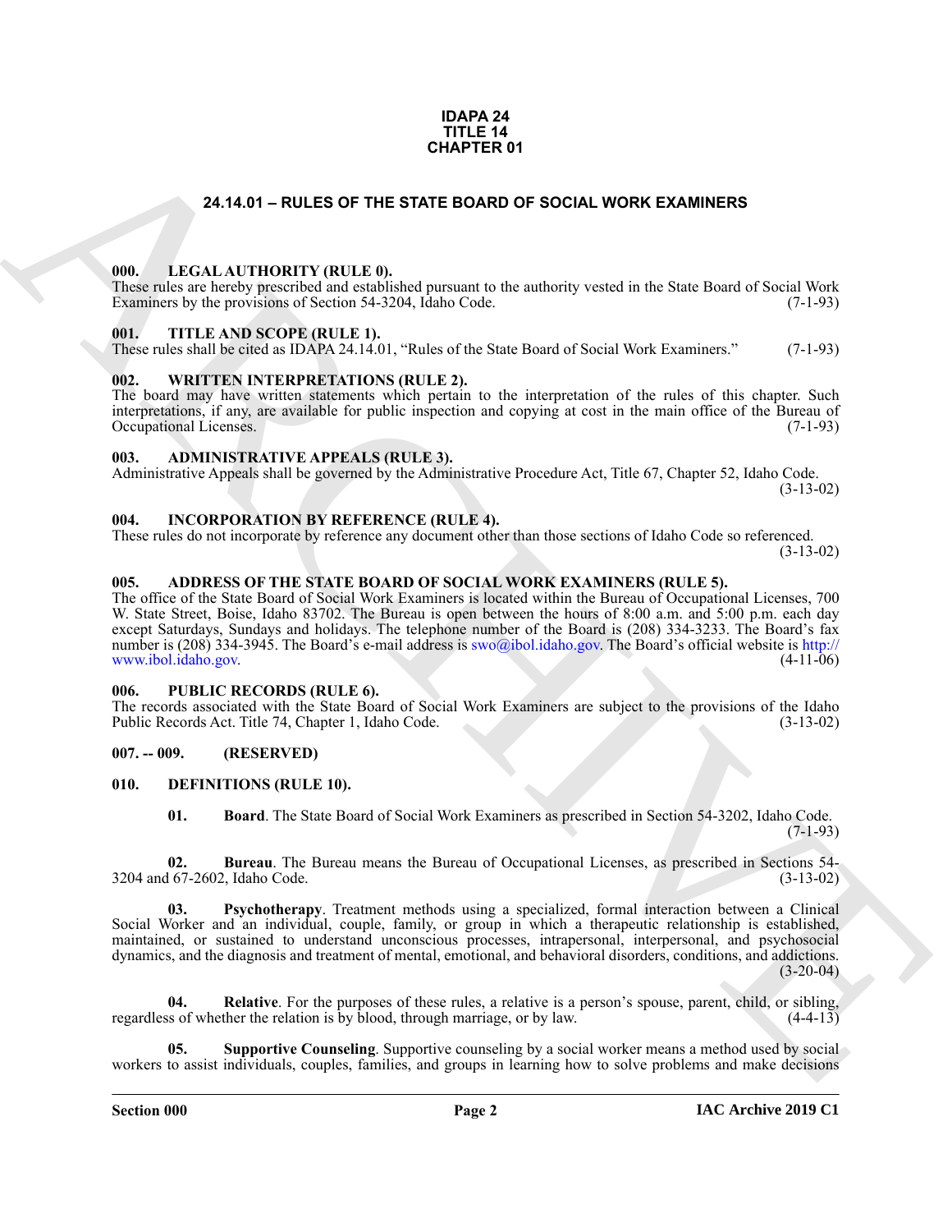**IDAPA 24**
**TITLE 14**
**CHAPTER 01**

# 24.14.01 – RULES OF THE STATE BOARD OF SOCIAL WORK EXAMINERS

### 000. LEGAL AUTHORITY (RULE 0).

These rules are hereby prescribed and established pursuant to the authority vested in the State Board of Social Work Examiners by the provisions of Section 54-3204, Idaho Code. (7-1-93)

### 001. TITLE AND SCOPE (RULE 1).

These rules shall be cited as IDAPA 24.14.01, "Rules of the State Board of Social Work Examiners." (7-1-93)

### 002. WRITTEN INTERPRETATIONS (RULE 2).

The board may have written statements which pertain to the interpretation of the rules of this chapter. Such interpretations, if any, are available for public inspection and copying at cost in the main office of the Bureau of Occupational Licenses. (7-1-93)

### 003. ADMINISTRATIVE APPEALS (RULE 3).

Administrative Appeals shall be governed by the Administrative Procedure Act, Title 67, Chapter 52, Idaho Code. (3-13-02)

### 004. INCORPORATION BY REFERENCE (RULE 4).

These rules do not incorporate by reference any document other than those sections of Idaho Code so referenced. (3-13-02)

### 005. ADDRESS OF THE STATE BOARD OF SOCIAL WORK EXAMINERS (RULE 5).

The office of the State Board of Social Work Examiners is located within the Bureau of Occupational Licenses, 700 W. State Street, Boise, Idaho 83702. The Bureau is open between the hours of 8:00 a.m. and 5:00 p.m. each day except Saturdays, Sundays and holidays. The telephone number of the Board is (208) 334-3233. The Board's fax number is (208) 334-3945. The Board's e-mail address is swo@ibol.idaho.gov. The Board's official website is http://www.ibol.idaho.gov. (4-11-06)

### 006. PUBLIC RECORDS (RULE 6).

The records associated with the State Board of Social Work Examiners are subject to the provisions of the Idaho Public Records Act. Title 74, Chapter 1, Idaho Code. (3-13-02)

### 007. -- 009. (RESERVED)

### 010. DEFINITIONS (RULE 10).

**01. Board**. The State Board of Social Work Examiners as prescribed in Section 54-3202, Idaho Code. (7-1-93)

**02. Bureau**. The Bureau means the Bureau of Occupational Licenses, as prescribed in Sections 54-3204 and 67-2602, Idaho Code. (3-13-02)

**03. Psychotherapy**. Treatment methods using a specialized, formal interaction between a Clinical Social Worker and an individual, couple, family, or group in which a therapeutic relationship is established, maintained, or sustained to understand unconscious processes, intrapersonal, interpersonal, and psychosocial dynamics, and the diagnosis and treatment of mental, emotional, and behavioral disorders, conditions, and addictions. (3-20-04)

**04. Relative**. For the purposes of these rules, a relative is a person's spouse, parent, child, or sibling, regardless of whether the relation is by blood, through marriage, or by law. (4-4-13)

**05. Supportive Counseling**. Supportive counseling by a social worker means a method used by social workers to assist individuals, couples, families, and groups in learning how to solve problems and make decisions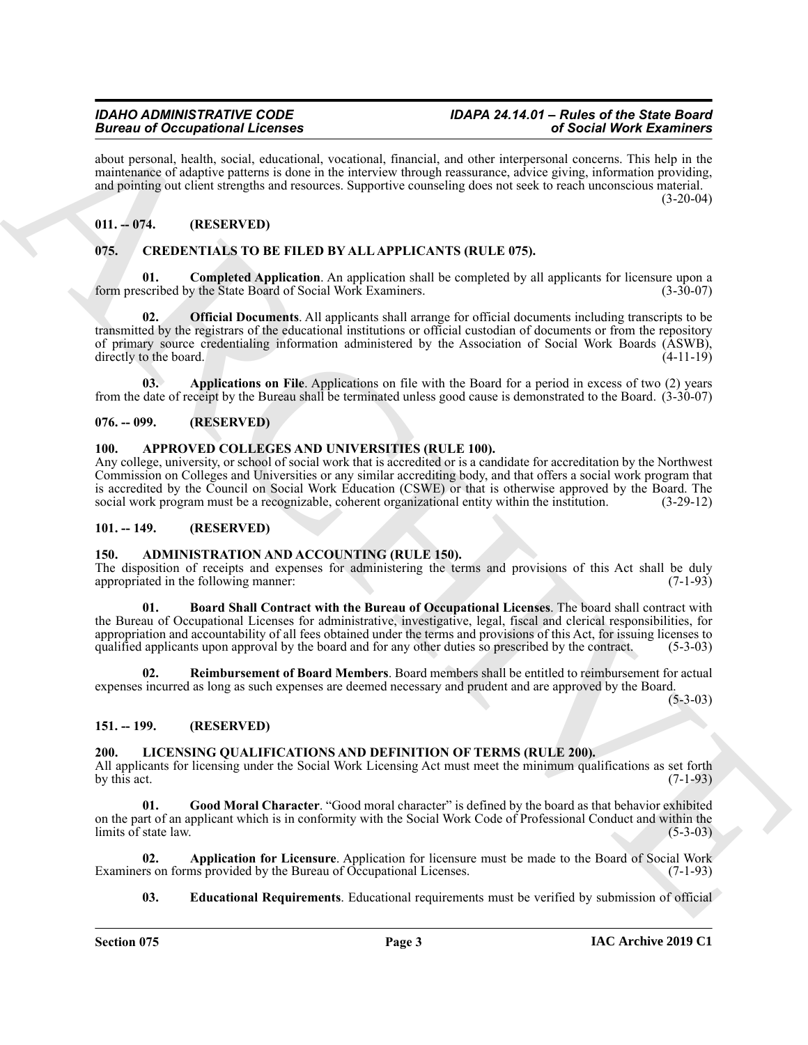about personal, health, social, educational, vocational, financial, and other interpersonal concerns. This help in the maintenance of adaptive patterns is done in the interview through reassurance, advice giving, information providing, and pointing out client strengths and resources. Supportive counseling does not seek to reach unconscious material. (3-20-04)

## 011. -- 074. (RESERVED)

## 075. CREDENTIALS TO BE FILED BY ALL APPLICANTS (RULE 075).

**01. Completed Application**. An application shall be completed by all applicants for licensure upon a form prescribed by the State Board of Social Work Examiners. (3-30-07)

**02. Official Documents**. All applicants shall arrange for official documents including transcripts to be transmitted by the registrars of the educational institutions or official custodian of documents or from the repository of primary source credentialing information administered by the Association of Social Work Boards (ASWB), directly to the board. (4-11-19)

**03. Applications on File**. Applications on file with the Board for a period in excess of two (2) years from the date of receipt by the Bureau shall be terminated unless good cause is demonstrated to the Board. (3-30-07)

## 076. -- 099. (RESERVED)

## 100. APPROVED COLLEGES AND UNIVERSITIES (RULE 100).

Any college, university, or school of social work that is accredited or is a candidate for accreditation by the Northwest Commission on Colleges and Universities or any similar accrediting body, and that offers a social work program that is accredited by the Council on Social Work Education (CSWE) or that is otherwise approved by the Board. The social work program must be a recognizable, coherent organizational entity within the institution. (3-29-12)

## 101. -- 149. (RESERVED)

## 150. ADMINISTRATION AND ACCOUNTING (RULE 150).

The disposition of receipts and expenses for administering the terms and provisions of this Act shall be duly appropriated in the following manner: (7-1-93)

**01. Board Shall Contract with the Bureau of Occupational Licenses**. The board shall contract with the Bureau of Occupational Licenses for administrative, investigative, legal, fiscal and clerical responsibilities, for appropriation and accountability of all fees obtained under the terms and provisions of this Act, for issuing licenses to qualified applicants upon approval by the board and for any other duties so prescribed by the contract. (5-3-03)

**02. Reimbursement of Board Members**. Board members shall be entitled to reimbursement for actual expenses incurred as long as such expenses are deemed necessary and prudent and are approved by the Board. (5-3-03)

## 151. -- 199. (RESERVED)

## 200. LICENSING QUALIFICATIONS AND DEFINITION OF TERMS (RULE 200).

All applicants for licensing under the Social Work Licensing Act must meet the minimum qualifications as set forth by this act. (7-1-93)

**01. Good Moral Character**. "Good moral character" is defined by the board as that behavior exhibited on the part of an applicant which is in conformity with the Social Work Code of Professional Conduct and within the limits of state law. (5-3-03)

**02. Application for Licensure**. Application for licensure must be made to the Board of Social Work Examiners on forms provided by the Bureau of Occupational Licenses. (7-1-93)

**03. Educational Requirements**. Educational requirements must be verified by submission of official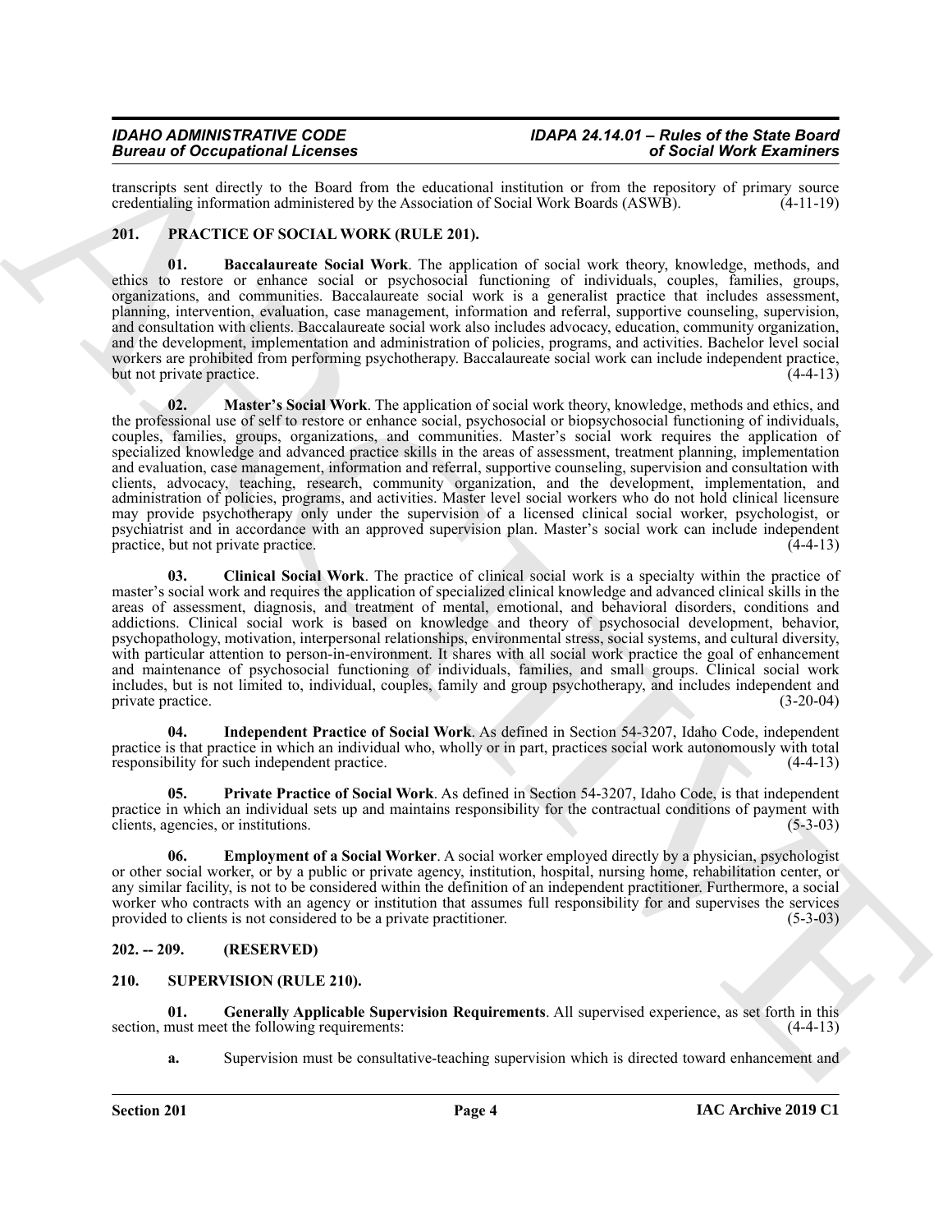transcripts sent directly to the Board from the educational institution or from the repository of primary source credentialing information administered by the Association of Social Work Boards (ASWB). (4-11-19)

## 201. PRACTICE OF SOCIAL WORK (RULE 201).

**01. Baccalaureate Social Work**. The application of social work theory, knowledge, methods, and ethics to restore or enhance social or psychosocial functioning of individuals, couples, families, groups, organizations, and communities. Baccalaureate social work is a generalist practice that includes assessment, planning, intervention, evaluation, case management, information and referral, supportive counseling, supervision, and consultation with clients. Baccalaureate social work also includes advocacy, education, community organization, and the development, implementation and administration of policies, programs, and activities. Bachelor level social workers are prohibited from performing psychotherapy. Baccalaureate social work can include independent practice, but not private practice. (4-4-13)

**02. Master's Social Work**. The application of social work theory, knowledge, methods and ethics, and the professional use of self to restore or enhance social, psychosocial or biopsychosocial functioning of individuals, couples, families, groups, organizations, and communities. Master's social work requires the application of specialized knowledge and advanced practice skills in the areas of assessment, treatment planning, implementation and evaluation, case management, information and referral, supportive counseling, supervision and consultation with clients, advocacy, teaching, research, community organization, and the development, implementation, and administration of policies, programs, and activities. Master level social workers who do not hold clinical licensure may provide psychotherapy only under the supervision of a licensed clinical social worker, psychologist, or psychiatrist and in accordance with an approved supervision plan. Master's social work can include independent practice, but not private practice. (4-4-13)

**03. Clinical Social Work**. The practice of clinical social work is a specialty within the practice of master's social work and requires the application of specialized clinical knowledge and advanced clinical skills in the areas of assessment, diagnosis, and treatment of mental, emotional, and behavioral disorders, conditions and addictions. Clinical social work is based on knowledge and theory of psychosocial development, behavior, psychopathology, motivation, interpersonal relationships, environmental stress, social systems, and cultural diversity, with particular attention to person-in-environment. It shares with all social work practice the goal of enhancement and maintenance of psychosocial functioning of individuals, families, and small groups. Clinical social work includes, but is not limited to, individual, couples, family and group psychotherapy, and includes independent and private practice. (3-20-04)

**04. Independent Practice of Social Work**. As defined in Section 54-3207, Idaho Code, independent practice is that practice in which an individual who, wholly or in part, practices social work autonomously with total responsibility for such independent practice. (4-4-13)

**05. Private Practice of Social Work**. As defined in Section 54-3207, Idaho Code, is that independent practice in which an individual sets up and maintains responsibility for the contractual conditions of payment with clients, agencies, or institutions. (5-3-03)

**06. Employment of a Social Worker**. A social worker employed directly by a physician, psychologist or other social worker, or by a public or private agency, institution, hospital, nursing home, rehabilitation center, or any similar facility, is not to be considered within the definition of an independent practitioner. Furthermore, a social worker who contracts with an agency or institution that assumes full responsibility for and supervises the services provided to clients is not considered to be a private practitioner. (5-3-03)

## 202. -- 209. (RESERVED)

## 210. SUPERVISION (RULE 210).

**01. Generally Applicable Supervision Requirements**. All supervised experience, as set forth in this section, must meet the following requirements: (4-4-13)

**a.** Supervision must be consultative-teaching supervision which is directed toward enhancement and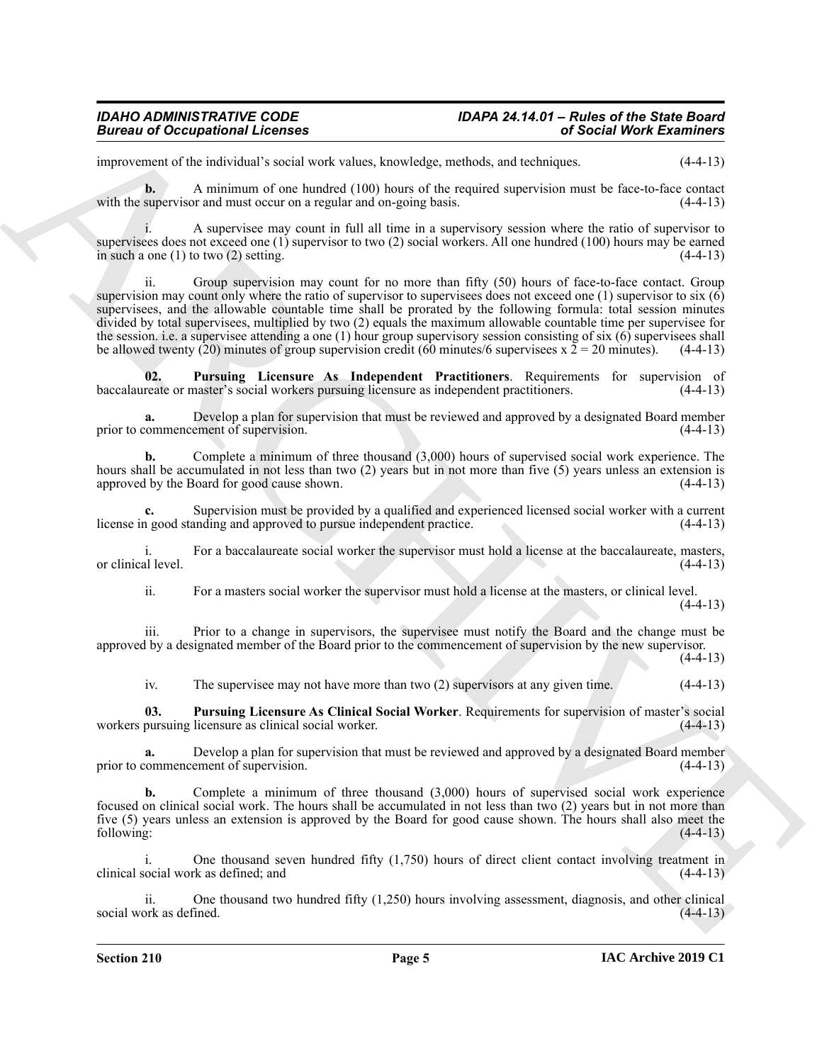improvement of the individual's social work values, knowledge, methods, and techniques. (4-4-13)

**b.** A minimum of one hundred (100) hours of the required supervision must be face-to-face contact with the supervisor and must occur on a regular and on-going basis. (4-4-13)

i. A supervisee may count in full all time in a supervisory session where the ratio of supervisor to supervisees does not exceed one (1) supervisor to two (2) social workers. All one hundred (100) hours may be earned in such a one (1) to two (2) setting. (4-4-13)

ii. Group supervision may count for no more than fifty (50) hours of face-to-face contact. Group supervision may count only where the ratio of supervisor to supervisees does not exceed one (1) supervisor to six (6) supervisees, and the allowable countable time shall be prorated by the following formula: total session minutes divided by total supervisees, multiplied by two (2) equals the maximum allowable countable time per supervisee for the session. i.e. a supervisee attending a one (1) hour group supervisory session consisting of six (6) supervisees shall be allowed twenty (20) minutes of group supervision credit (60 minutes/6 supervisees x 2 = 20 minutes). (4-4-13)

**02. Pursuing Licensure As Independent Practitioners**. Requirements for supervision of baccalaureate or master's social workers pursuing licensure as independent practitioners. (4-4-13)

**a.** Develop a plan for supervision that must be reviewed and approved by a designated Board member prior to commencement of supervision. (4-4-13)

**b.** Complete a minimum of three thousand (3,000) hours of supervised social work experience. The hours shall be accumulated in not less than two (2) years but in not more than five (5) years unless an extension is approved by the Board for good cause shown. (4-4-13)

**c.** Supervision must be provided by a qualified and experienced licensed social worker with a current license in good standing and approved to pursue independent practice. (4-4-13)

i. For a baccalaureate social worker the supervisor must hold a license at the baccalaureate, masters, or clinical level. (4-4-13)

ii. For a masters social worker the supervisor must hold a license at the masters, or clinical level. (4-4-13)

iii. Prior to a change in supervisors, the supervisee must notify the Board and the change must be approved by a designated member of the Board prior to the commencement of supervision by the new supervisor. (4-4-13)

iv. The supervisee may not have more than two (2) supervisors at any given time. (4-4-13)

**03. Pursuing Licensure As Clinical Social Worker**. Requirements for supervision of master's social workers pursuing licensure as clinical social worker. (4-4-13)

**a.** Develop a plan for supervision that must be reviewed and approved by a designated Board member prior to commencement of supervision. (4-4-13)

**b.** Complete a minimum of three thousand (3,000) hours of supervised social work experience focused on clinical social work. The hours shall be accumulated in not less than two (2) years but in not more than five (5) years unless an extension is approved by the Board for good cause shown. The hours shall also meet the following: (4-4-13)

i. One thousand seven hundred fifty (1,750) hours of direct client contact involving treatment in clinical social work as defined; and (4-4-13)

ii. One thousand two hundred fifty (1,250) hours involving assessment, diagnosis, and other clinical social work as defined. (4-4-13)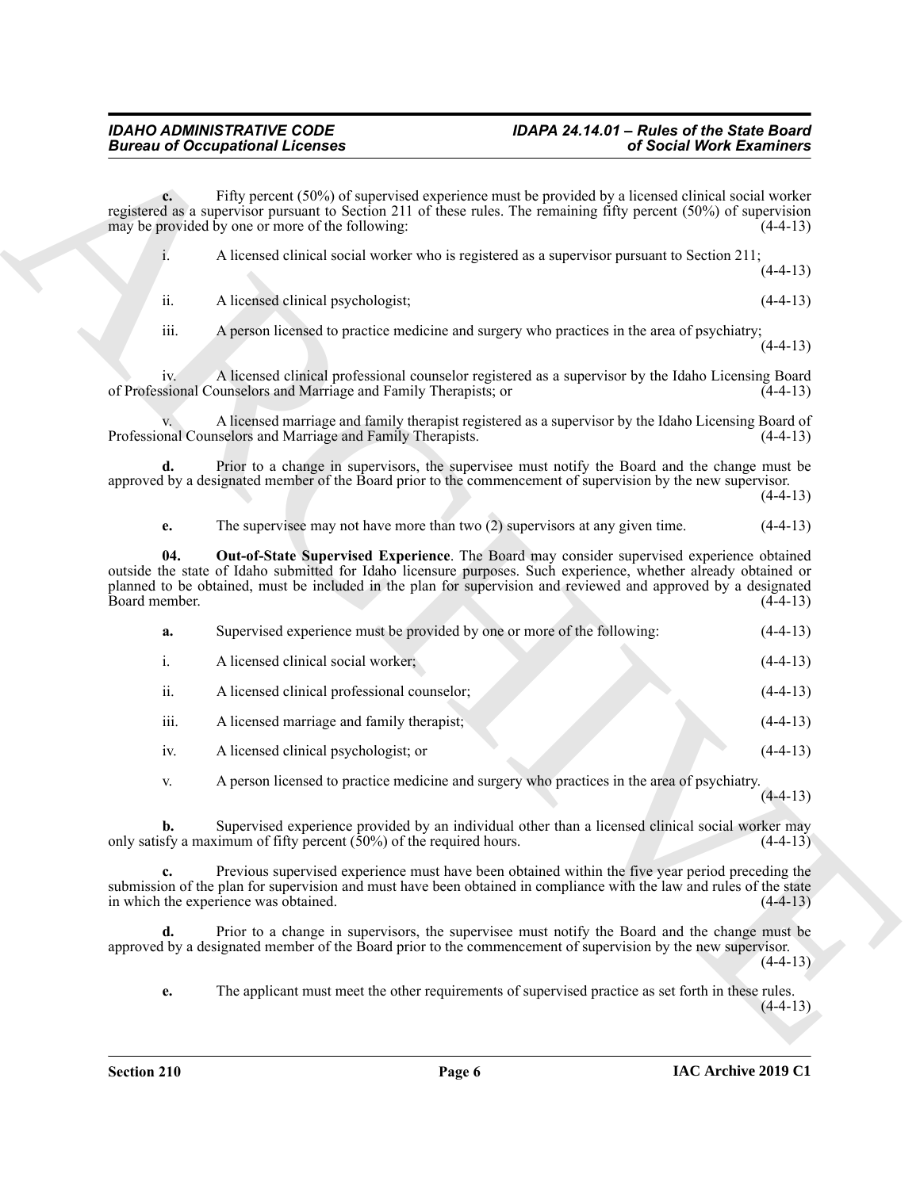**c.** Fifty percent (50%) of supervised experience must be provided by a licensed clinical social worker registered as a supervisor pursuant to Section 211 of these rules. The remaining fifty percent (50%) of supervision may be provided by one or more of the following: (4-4-13)

i. A licensed clinical social worker who is registered as a supervisor pursuant to Section 211; (4-4-13)

ii. A licensed clinical psychologist; (4-4-13)

iii. A person licensed to practice medicine and surgery who practices in the area of psychiatry; (4-4-13)

iv. A licensed clinical professional counselor registered as a supervisor by the Idaho Licensing Board of Professional Counselors and Marriage and Family Therapists; or (4-4-13)

v. A licensed marriage and family therapist registered as a supervisor by the Idaho Licensing Board of Professional Counselors and Marriage and Family Therapists. (4-4-13)

**d.** Prior to a change in supervisors, the supervisee must notify the Board and the change must be approved by a designated member of the Board prior to the commencement of supervision by the new supervisor. (4-4-13)

**e.** The supervisee may not have more than two (2) supervisors at any given time. (4-4-13)

**04. Out-of-State Supervised Experience**. The Board may consider supervised experience obtained outside the state of Idaho submitted for Idaho licensure purposes. Such experience, whether already obtained or planned to be obtained, must be included in the plan for supervision and reviewed and approved by a designated Board member. (4-4-13)

**a.** Supervised experience must be provided by one or more of the following: (4-4-13)

i. A licensed clinical social worker; (4-4-13)

ii. A licensed clinical professional counselor; (4-4-13)

iii. A licensed marriage and family therapist; (4-4-13)

iv. A licensed clinical psychologist; or (4-4-13)

v. A person licensed to practice medicine and surgery who practices in the area of psychiatry. (4-4-13)

**b.** Supervised experience provided by an individual other than a licensed clinical social worker may only satisfy a maximum of fifty percent (50%) of the required hours. (4-4-13)

**c.** Previous supervised experience must have been obtained within the five year period preceding the submission of the plan for supervision and must have been obtained in compliance with the law and rules of the state in which the experience was obtained. (4-4-13)

**d.** Prior to a change in supervisors, the supervisee must notify the Board and the change must be approved by a designated member of the Board prior to the commencement of supervision by the new supervisor. (4-4-13)

**e.** The applicant must meet the other requirements of supervised practice as set forth in these rules. (4-4-13)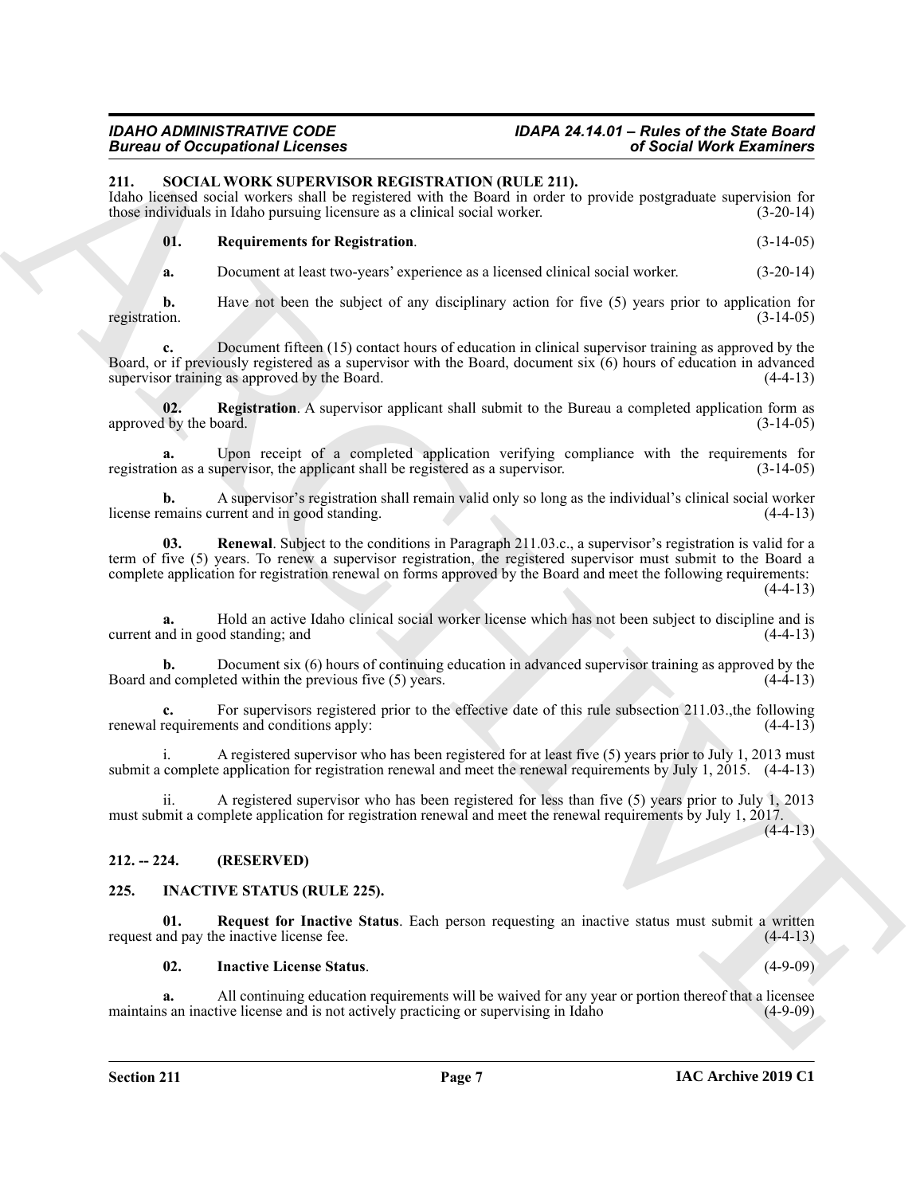## 211. SOCIAL WORK SUPERVISOR REGISTRATION (RULE 211).

Idaho licensed social workers shall be registered with the Board in order to provide postgraduate supervision for those individuals in Idaho pursuing licensure as a clinical social worker. (3-20-14)

**01. Requirements for Registration**. (3-14-05)

**a.** Document at least two-years' experience as a licensed clinical social worker. (3-20-14)

**b.** Have not been the subject of any disciplinary action for five (5) years prior to application for registration. (3-14-05)

**c.** Document fifteen (15) contact hours of education in clinical supervisor training as approved by the Board, or if previously registered as a supervisor with the Board, document six (6) hours of education in advanced supervisor training as approved by the Board. (4-4-13)

**02. Registration**. A supervisor applicant shall submit to the Bureau a completed application form as approved by the board. (3-14-05)

**a.** Upon receipt of a completed application verifying compliance with the requirements for registration as a supervisor, the applicant shall be registered as a supervisor. (3-14-05)

**b.** A supervisor's registration shall remain valid only so long as the individual's clinical social worker license remains current and in good standing. (4-4-13)

**03. Renewal**. Subject to the conditions in Paragraph 211.03.c., a supervisor's registration is valid for a term of five (5) years. To renew a supervisor registration, the registered supervisor must submit to the Board a complete application for registration renewal on forms approved by the Board and meet the following requirements: (4-4-13)

**a.** Hold an active Idaho clinical social worker license which has not been subject to discipline and is current and in good standing; and (4-4-13)

**b.** Document six (6) hours of continuing education in advanced supervisor training as approved by the Board and completed within the previous five (5) years. (4-4-13)

**c.** For supervisors registered prior to the effective date of this rule subsection 211.03.,the following renewal requirements and conditions apply: (4-4-13)

i. A registered supervisor who has been registered for at least five (5) years prior to July 1, 2013 must submit a complete application for registration renewal and meet the renewal requirements by July 1, 2015. (4-4-13)

ii. A registered supervisor who has been registered for less than five (5) years prior to July 1, 2013 must submit a complete application for registration renewal and meet the renewal requirements by July 1, 2017. (4-4-13)

## 212. -- 224. (RESERVED)

## 225. INACTIVE STATUS (RULE 225).

**01. Request for Inactive Status**. Each person requesting an inactive status must submit a written request and pay the inactive license fee. (4-4-13)

**02. Inactive License Status**. (4-9-09)

**a.** All continuing education requirements will be waived for any year or portion thereof that a licensee maintains an inactive license and is not actively practicing or supervising in Idaho (4-9-09)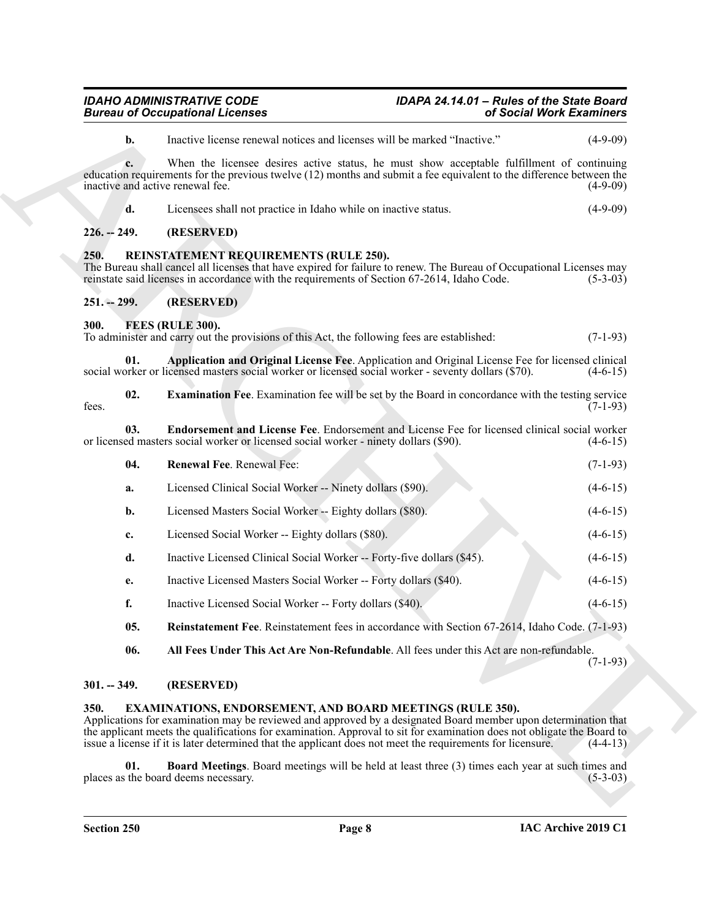**b.** Inactive license renewal notices and licenses will be marked "Inactive." (4-9-09)

**c.** When the licensee desires active status, he must show acceptable fulfillment of continuing education requirements for the previous twelve (12) months and submit a fee equivalent to the difference between the inactive and active renewal fee. (4-9-09)

**d.** Licensees shall not practice in Idaho while on inactive status. (4-9-09)

## 226. -- 249. (RESERVED)

## 250. REINSTATEMENT REQUIREMENTS (RULE 250).

The Bureau shall cancel all licenses that have expired for failure to renew. The Bureau of Occupational Licenses may reinstate said licenses in accordance with the requirements of Section 67-2614, Idaho Code. (5-3-03)

## 251. -- 299. (RESERVED)

## 300. FEES (RULE 300).

To administer and carry out the provisions of this Act, the following fees are established: (7-1-93)

**01. Application and Original License Fee**. Application and Original License Fee for licensed clinical social worker or licensed masters social worker or licensed social worker - seventy dollars ($70). (4-6-15)

**02. Examination Fee**. Examination fee will be set by the Board in concordance with the testing service fees. (7-1-93)

**03. Endorsement and License Fee**. Endorsement and License Fee for licensed clinical social worker or licensed masters social worker or licensed social worker - ninety dollars ($90). (4-6-15)

**04. Renewal Fee**. Renewal Fee: (7-1-93)

**a.** Licensed Clinical Social Worker -- Ninety dollars ($90). (4-6-15)

**b.** Licensed Masters Social Worker -- Eighty dollars ($80). (4-6-15)

**c.** Licensed Social Worker -- Eighty dollars ($80). (4-6-15)

**d.** Inactive Licensed Clinical Social Worker -- Forty-five dollars ($45). (4-6-15)

**e.** Inactive Licensed Masters Social Worker -- Forty dollars ($40). (4-6-15)

**f.** Inactive Licensed Social Worker -- Forty dollars ($40). (4-6-15)

**05. Reinstatement Fee**. Reinstatement fees in accordance with Section 67-2614, Idaho Code. (7-1-93)

**06. All Fees Under This Act Are Non-Refundable**. All fees under this Act are non-refundable. (7-1-93)

## 301. -- 349. (RESERVED)

## 350. EXAMINATIONS, ENDORSEMENT, AND BOARD MEETINGS (RULE 350).

Applications for examination may be reviewed and approved by a designated Board member upon determination that the applicant meets the qualifications for examination. Approval to sit for examination does not obligate the Board to issue a license if it is later determined that the applicant does not meet the requirements for licensure. (4-4-13)

**01. Board Meetings**. Board meetings will be held at least three (3) times each year at such times and places as the board deems necessary. (5-3-03)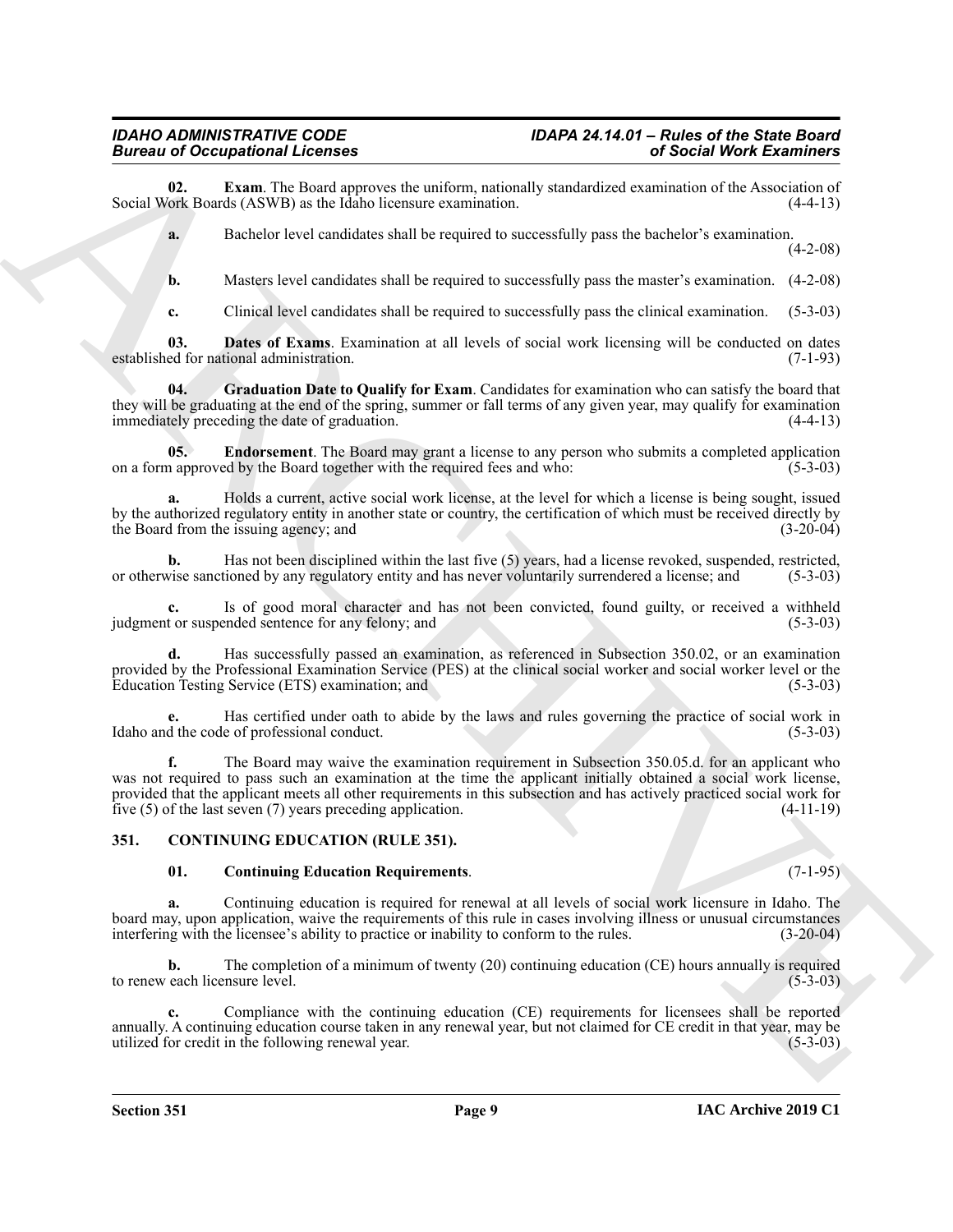**02. Exam**. The Board approves the uniform, nationally standardized examination of the Association of Social Work Boards (ASWB) as the Idaho licensure examination. (4-4-13)

**a.** Bachelor level candidates shall be required to successfully pass the bachelor's examination. (4-2-08)

**b.** Masters level candidates shall be required to successfully pass the master's examination. (4-2-08)

**c.** Clinical level candidates shall be required to successfully pass the clinical examination. (5-3-03)

**03. Dates of Exams**. Examination at all levels of social work licensing will be conducted on dates established for national administration. (7-1-93)

**04. Graduation Date to Qualify for Exam**. Candidates for examination who can satisfy the board that they will be graduating at the end of the spring, summer or fall terms of any given year, may qualify for examination immediately preceding the date of graduation. (4-4-13)

**05. Endorsement**. The Board may grant a license to any person who submits a completed application on a form approved by the Board together with the required fees and who: (5-3-03)

**a.** Holds a current, active social work license, at the level for which a license is being sought, issued by the authorized regulatory entity in another state or country, the certification of which must be received directly by the Board from the issuing agency; and (3-20-04)

**b.** Has not been disciplined within the last five (5) years, had a license revoked, suspended, restricted, or otherwise sanctioned by any regulatory entity and has never voluntarily surrendered a license; and (5-3-03)

**c.** Is of good moral character and has not been convicted, found guilty, or received a withheld judgment or suspended sentence for any felony; and (5-3-03)

**d.** Has successfully passed an examination, as referenced in Subsection 350.02, or an examination provided by the Professional Examination Service (PES) at the clinical social worker and social worker level or the Education Testing Service (ETS) examination; and (5-3-03)

**e.** Has certified under oath to abide by the laws and rules governing the practice of social work in Idaho and the code of professional conduct. (5-3-03)

**f.** The Board may waive the examination requirement in Subsection 350.05.d. for an applicant who was not required to pass such an examination at the time the applicant initially obtained a social work license, provided that the applicant meets all other requirements in this subsection and has actively practiced social work for five (5) of the last seven (7) years preceding application. (4-11-19)

## 351. CONTINUING EDUCATION (RULE 351).

**01. Continuing Education Requirements**. (7-1-95)

**a.** Continuing education is required for renewal at all levels of social work licensure in Idaho. The board may, upon application, waive the requirements of this rule in cases involving illness or unusual circumstances interfering with the licensee's ability to practice or inability to conform to the rules. (3-20-04)

**b.** The completion of a minimum of twenty (20) continuing education (CE) hours annually is required to renew each licensure level. (5-3-03)

**c.** Compliance with the continuing education (CE) requirements for licensees shall be reported annually. A continuing education course taken in any renewal year, but not claimed for CE credit in that year, may be utilized for credit in the following renewal year. (5-3-03)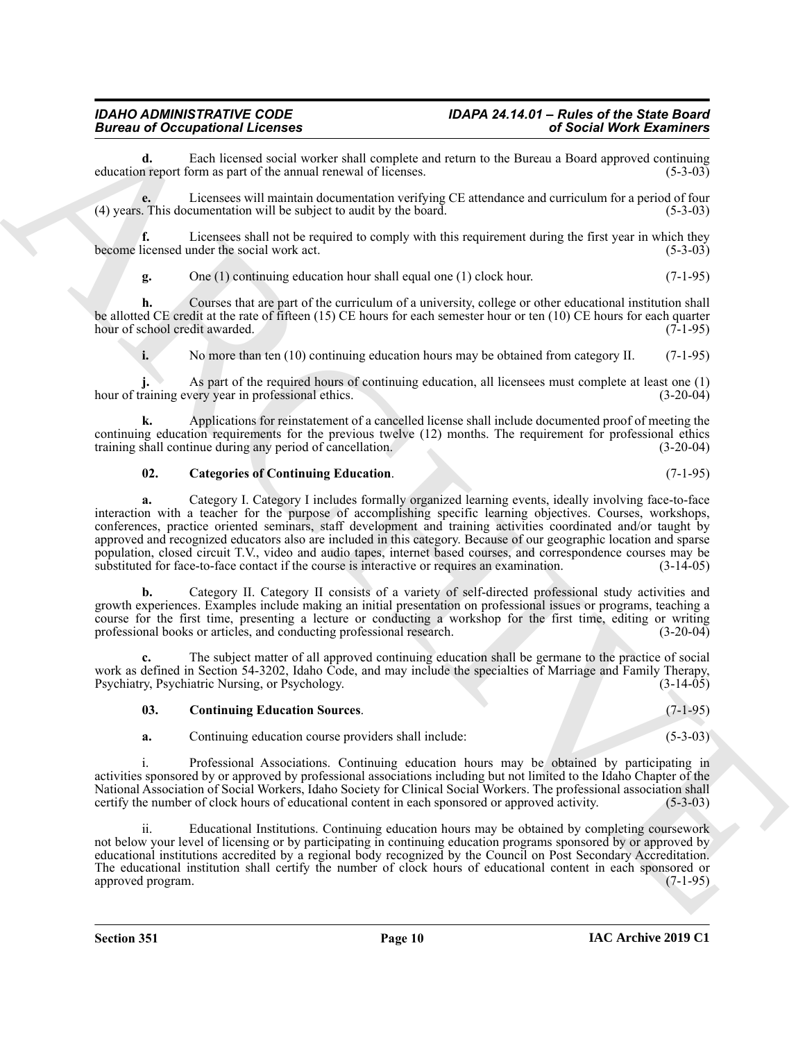**d.** Each licensed social worker shall complete and return to the Bureau a Board approved continuing education report form as part of the annual renewal of licenses. (5-3-03)

**e.** Licensees will maintain documentation verifying CE attendance and curriculum for a period of four (4) years. This documentation will be subject to audit by the board. (5-3-03)

**f.** Licensees shall not be required to comply with this requirement during the first year in which they become licensed under the social work act. (5-3-03)

**g.** One (1) continuing education hour shall equal one (1) clock hour. (7-1-95)

**h.** Courses that are part of the curriculum of a university, college or other educational institution shall be allotted CE credit at the rate of fifteen (15) CE hours for each semester hour or ten (10) CE hours for each quarter hour of school credit awarded. (7-1-95)

**i.** No more than ten (10) continuing education hours may be obtained from category II. (7-1-95)

**j.** As part of the required hours of continuing education, all licensees must complete at least one (1) hour of training every year in professional ethics. (3-20-04)

**k.** Applications for reinstatement of a cancelled license shall include documented proof of meeting the continuing education requirements for the previous twelve (12) months. The requirement for professional ethics training shall continue during any period of cancellation. (3-20-04)

**02. Categories of Continuing Education**. (7-1-95)

**a.** Category I. Category I includes formally organized learning events, ideally involving face-to-face interaction with a teacher for the purpose of accomplishing specific learning objectives. Courses, workshops, conferences, practice oriented seminars, staff development and training activities coordinated and/or taught by approved and recognized educators also are included in this category. Because of our geographic location and sparse population, closed circuit T.V., video and audio tapes, internet based courses, and correspondence courses may be substituted for face-to-face contact if the course is interactive or requires an examination. (3-14-05)

**b.** Category II. Category II consists of a variety of self-directed professional study activities and growth experiences. Examples include making an initial presentation on professional issues or programs, teaching a course for the first time, presenting a lecture or conducting a workshop for the first time, editing or writing professional books or articles, and conducting professional research. (3-20-04)

**c.** The subject matter of all approved continuing education shall be germane to the practice of social work as defined in Section 54-3202, Idaho Code, and may include the specialties of Marriage and Family Therapy, Psychiatry, Psychiatric Nursing, or Psychology. (3-14-05)

**03. Continuing Education Sources**. (7-1-95)

**a.** Continuing education course providers shall include: (5-3-03)

i. Professional Associations. Continuing education hours may be obtained by participating in activities sponsored by or approved by professional associations including but not limited to the Idaho Chapter of the National Association of Social Workers, Idaho Society for Clinical Social Workers. The professional association shall certify the number of clock hours of educational content in each sponsored or approved activity. (5-3-03)

ii. Educational Institutions. Continuing education hours may be obtained by completing coursework not below your level of licensing or by participating in continuing education programs sponsored by or approved by educational institutions accredited by a regional body recognized by the Council on Post Secondary Accreditation. The educational institution shall certify the number of clock hours of educational content in each sponsored or approved program. (7-1-95)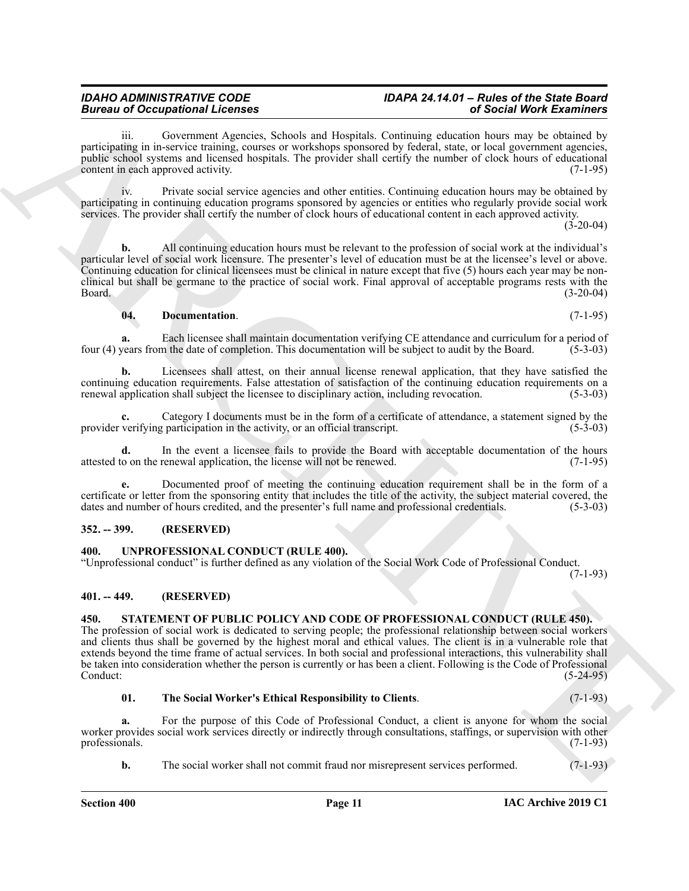iii. Government Agencies, Schools and Hospitals. Continuing education hours may be obtained by participating in in-service training, courses or workshops sponsored by federal, state, or local government agencies, public school systems and licensed hospitals. The provider shall certify the number of clock hours of educational content in each approved activity. (7-1-95)

iv. Private social service agencies and other entities. Continuing education hours may be obtained by participating in continuing education programs sponsored by agencies or entities who regularly provide social work services. The provider shall certify the number of clock hours of educational content in each approved activity. (3-20-04)

**b.** All continuing education hours must be relevant to the profession of social work at the individual's particular level of social work licensure. The presenter's level of education must be at the licensee's level or above. Continuing education for clinical licensees must be clinical in nature except that five (5) hours each year may be non-clinical but shall be germane to the practice of social work. Final approval of acceptable programs rests with the Board. (3-20-04)

**04. Documentation**. (7-1-95)

**a.** Each licensee shall maintain documentation verifying CE attendance and curriculum for a period of four (4) years from the date of completion. This documentation will be subject to audit by the Board. (5-3-03)

**b.** Licensees shall attest, on their annual license renewal application, that they have satisfied the continuing education requirements. False attestation of satisfaction of the continuing education requirements on a renewal application shall subject the licensee to disciplinary action, including revocation. (5-3-03)

**c.** Category I documents must be in the form of a certificate of attendance, a statement signed by the provider verifying participation in the activity, or an official transcript. (5-3-03)

**d.** In the event a licensee fails to provide the Board with acceptable documentation of the hours attested to on the renewal application, the license will not be renewed. (7-1-95)

**e.** Documented proof of meeting the continuing education requirement shall be in the form of a certificate or letter from the sponsoring entity that includes the title of the activity, the subject material covered, the dates and number of hours credited, and the presenter's full name and professional credentials. (5-3-03)

## 352. -- 399. (RESERVED)

## 400. UNPROFESSIONAL CONDUCT (RULE 400).

"Unprofessional conduct" is further defined as any violation of the Social Work Code of Professional Conduct. (7-1-93)

## 401. -- 449. (RESERVED)

## 450. STATEMENT OF PUBLIC POLICY AND CODE OF PROFESSIONAL CONDUCT (RULE 450).

The profession of social work is dedicated to serving people; the professional relationship between social workers and clients thus shall be governed by the highest moral and ethical values. The client is in a vulnerable role that extends beyond the time frame of actual services. In both social and professional interactions, this vulnerability shall be taken into consideration whether the person is currently or has been a client. Following is the Code of Professional Conduct: (5-24-95)

**01. The Social Worker's Ethical Responsibility to Clients**. (7-1-93)

**a.** For the purpose of this Code of Professional Conduct, a client is anyone for whom the social worker provides social work services directly or indirectly through consultations, staffings, or supervision with other professionals. (7-1-93)

**b.** The social worker shall not commit fraud nor misrepresent services performed. (7-1-93)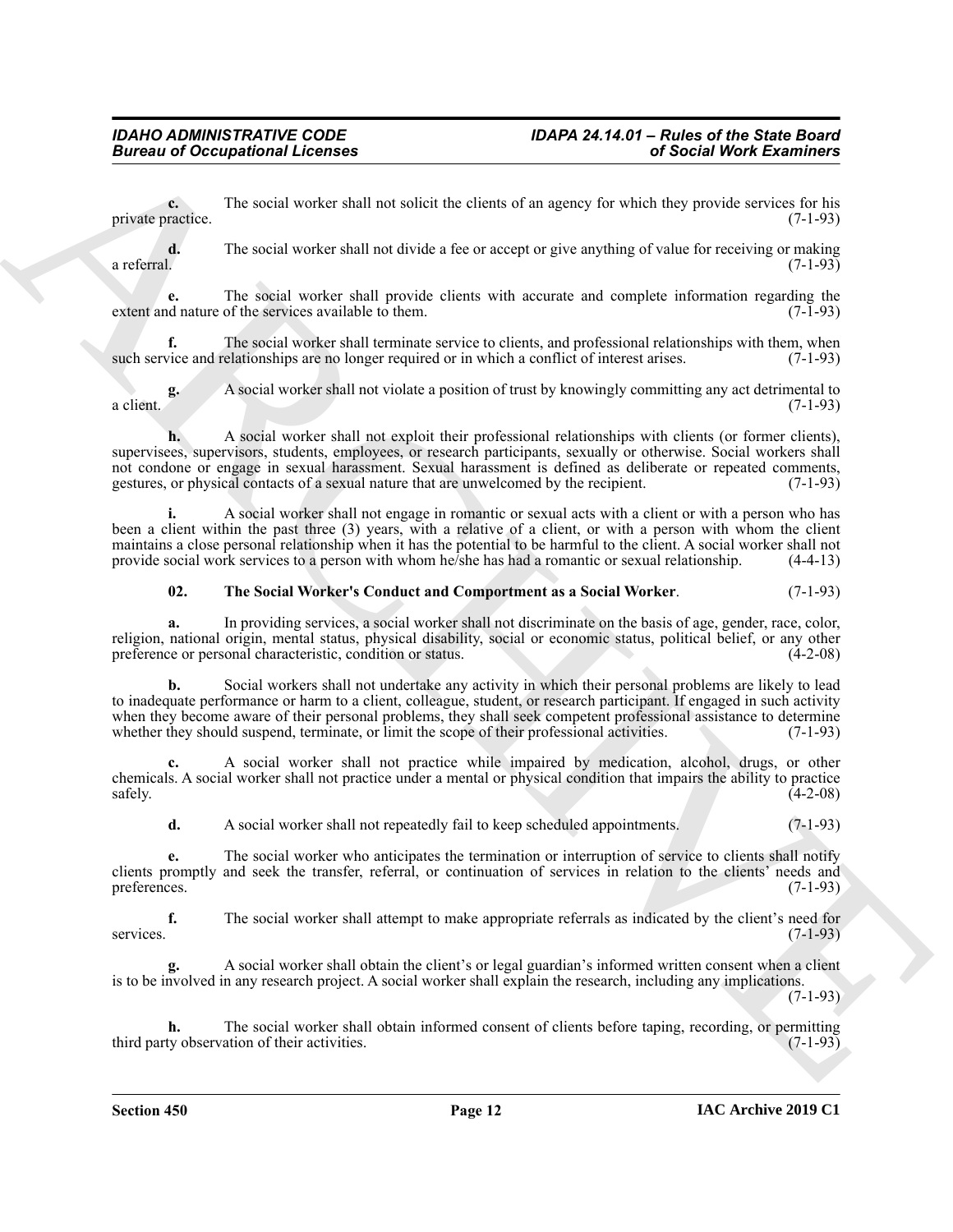**c.** The social worker shall not solicit the clients of an agency for which they provide services for his private practice. (7-1-93)

**d.** The social worker shall not divide a fee or accept or give anything of value for receiving or making a referral. (7-1-93)

**e.** The social worker shall provide clients with accurate and complete information regarding the extent and nature of the services available to them. (7-1-93)

**f.** The social worker shall terminate service to clients, and professional relationships with them, when such service and relationships are no longer required or in which a conflict of interest arises. (7-1-93)

**g.** A social worker shall not violate a position of trust by knowingly committing any act detrimental to a client. (7-1-93)

**h.** A social worker shall not exploit their professional relationships with clients (or former clients), supervisees, supervisors, students, employees, or research participants, sexually or otherwise. Social workers shall not condone or engage in sexual harassment. Sexual harassment is defined as deliberate or repeated comments, gestures, or physical contacts of a sexual nature that are unwelcomed by the recipient. (7-1-93)

**i.** A social worker shall not engage in romantic or sexual acts with a client or with a person who has been a client within the past three (3) years, with a relative of a client, or with a person with whom the client maintains a close personal relationship when it has the potential to be harmful to the client. A social worker shall not provide social work services to a person with whom he/she has had a romantic or sexual relationship. (4-4-13)

**02. The Social Worker's Conduct and Comportment as a Social Worker**. (7-1-93)

**a.** In providing services, a social worker shall not discriminate on the basis of age, gender, race, color, religion, national origin, mental status, physical disability, social or economic status, political belief, or any other preference or personal characteristic, condition or status. (4-2-08)

**b.** Social workers shall not undertake any activity in which their personal problems are likely to lead to inadequate performance or harm to a client, colleague, student, or research participant. If engaged in such activity when they become aware of their personal problems, they shall seek competent professional assistance to determine whether they should suspend, terminate, or limit the scope of their professional activities. (7-1-93)

**c.** A social worker shall not practice while impaired by medication, alcohol, drugs, or other chemicals. A social worker shall not practice under a mental or physical condition that impairs the ability to practice safely. (4-2-08)

**d.** A social worker shall not repeatedly fail to keep scheduled appointments. (7-1-93)

**e.** The social worker who anticipates the termination or interruption of service to clients shall notify clients promptly and seek the transfer, referral, or continuation of services in relation to the clients' needs and preferences. (7-1-93)

**f.** The social worker shall attempt to make appropriate referrals as indicated by the client's need for services. (7-1-93)

**g.** A social worker shall obtain the client's or legal guardian's informed written consent when a client is to be involved in any research project. A social worker shall explain the research, including any implications. (7-1-93)

**h.** The social worker shall obtain informed consent of clients before taping, recording, or permitting third party observation of their activities. (7-1-93)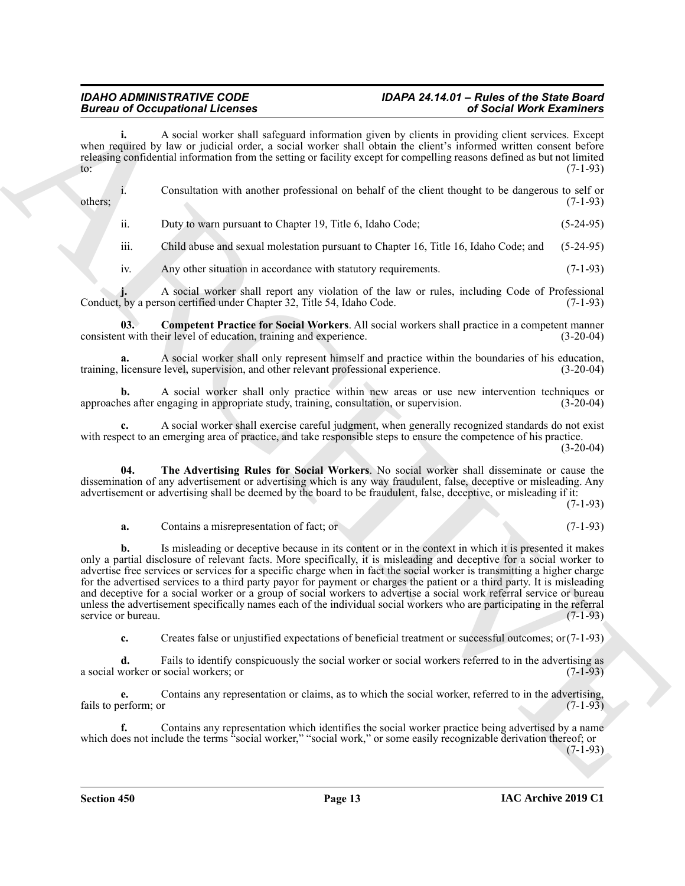**i.** A social worker shall safeguard information given by clients in providing client services. Except when required by law or judicial order, a social worker shall obtain the client's informed written consent before releasing confidential information from the setting or facility except for compelling reasons defined as but not limited to: (7-1-93)

i. Consultation with another professional on behalf of the client thought to be dangerous to self or others; (7-1-93)

ii. Duty to warn pursuant to Chapter 19, Title 6, Idaho Code; (5-24-95)

iii. Child abuse and sexual molestation pursuant to Chapter 16, Title 16, Idaho Code; and (5-24-95)

iv. Any other situation in accordance with statutory requirements. (7-1-93)

**j.** A social worker shall report any violation of the law or rules, including Code of Professional Conduct, by a person certified under Chapter 32, Title 54, Idaho Code. (7-1-93)

**03. Competent Practice for Social Workers**. All social workers shall practice in a competent manner consistent with their level of education, training and experience. (3-20-04)

**a.** A social worker shall only represent himself and practice within the boundaries of his education, training, licensure level, supervision, and other relevant professional experience. (3-20-04)

**b.** A social worker shall only practice within new areas or use new intervention techniques or approaches after engaging in appropriate study, training, consultation, or supervision. (3-20-04)

**c.** A social worker shall exercise careful judgment, when generally recognized standards do not exist with respect to an emerging area of practice, and take responsible steps to ensure the competence of his practice. (3-20-04)

**04. The Advertising Rules for Social Workers**. No social worker shall disseminate or cause the dissemination of any advertisement or advertising which is any way fraudulent, false, deceptive or misleading. Any advertisement or advertising shall be deemed by the board to be fraudulent, false, deceptive, or misleading if it: (7-1-93)

**a.** Contains a misrepresentation of fact; or (7-1-93)

**b.** Is misleading or deceptive because in its content or in the context in which it is presented it makes only a partial disclosure of relevant facts. More specifically, it is misleading and deceptive for a social worker to advertise free services or services for a specific charge when in fact the social worker is transmitting a higher charge for the advertised services to a third party payor for payment or charges the patient or a third party. It is misleading and deceptive for a social worker or a group of social workers to advertise a social work referral service or bureau unless the advertisement specifically names each of the individual social workers who are participating in the referral service or bureau. (7-1-93)

**c.** Creates false or unjustified expectations of beneficial treatment or successful outcomes; or (7-1-93)

**d.** Fails to identify conspicuously the social worker or social workers referred to in the advertising as a social worker or social workers; or (7-1-93)

**e.** Contains any representation or claims, as to which the social worker, referred to in the advertising, fails to perform; or (7-1-93)

**f.** Contains any representation which identifies the social worker practice being advertised by a name which does not include the terms "social worker," "social work," or some easily recognizable derivation thereof; or (7-1-93)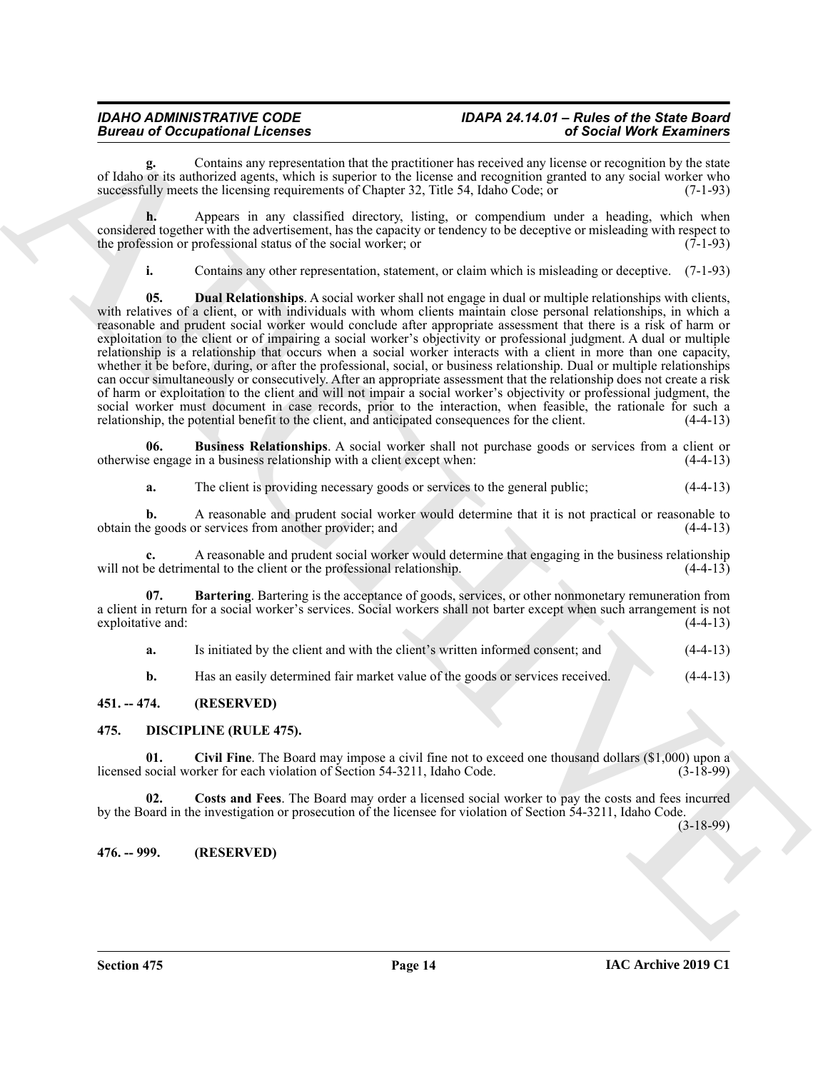**g.** Contains any representation that the practitioner has received any license or recognition by the state of Idaho or its authorized agents, which is superior to the license and recognition granted to any social worker who successfully meets the licensing requirements of Chapter 32, Title 54, Idaho Code; or (7-1-93)

**h.** Appears in any classified directory, listing, or compendium under a heading, which when considered together with the advertisement, has the capacity or tendency to be deceptive or misleading with respect to the profession or professional status of the social worker; or (7-1-93)

**i.** Contains any other representation, statement, or claim which is misleading or deceptive. (7-1-93)

**05. Dual Relationships**. A social worker shall not engage in dual or multiple relationships with clients, with relatives of a client, or with individuals with whom clients maintain close personal relationships, in which a reasonable and prudent social worker would conclude after appropriate assessment that there is a risk of harm or exploitation to the client or of impairing a social worker's objectivity or professional judgment. A dual or multiple relationship is a relationship that occurs when a social worker interacts with a client in more than one capacity, whether it be before, during, or after the professional, social, or business relationship. Dual or multiple relationships can occur simultaneously or consecutively. After an appropriate assessment that the relationship does not create a risk of harm or exploitation to the client and will not impair a social worker's objectivity or professional judgment, the social worker must document in case records, prior to the interaction, when feasible, the rationale for such a relationship, the potential benefit to the client, and anticipated consequences for the client. (4-4-13)

**06. Business Relationships**. A social worker shall not purchase goods or services from a client or otherwise engage in a business relationship with a client except when: (4-4-13)

**a.** The client is providing necessary goods or services to the general public; (4-4-13)

**b.** A reasonable and prudent social worker would determine that it is not practical or reasonable to obtain the goods or services from another provider; and (4-4-13)

**c.** A reasonable and prudent social worker would determine that engaging in the business relationship will not be detrimental to the client or the professional relationship. (4-4-13)

**07. Bartering**. Bartering is the acceptance of goods, services, or other nonmonetary remuneration from a client in return for a social worker's services. Social workers shall not barter except when such arrangement is not exploitative and: (4-4-13)

**a.** Is initiated by the client and with the client's written informed consent; and (4-4-13)

**b.** Has an easily determined fair market value of the goods or services received. (4-4-13)

## 451. -- 474. (RESERVED)

## 475. DISCIPLINE (RULE 475).

**01. Civil Fine**. The Board may impose a civil fine not to exceed one thousand dollars ($1,000) upon a licensed social worker for each violation of Section 54-3211, Idaho Code. (3-18-99)

**02. Costs and Fees**. The Board may order a licensed social worker to pay the costs and fees incurred by the Board in the investigation or prosecution of the licensee for violation of Section 54-3211, Idaho Code. (3-18-99)

## 476. -- 999. (RESERVED)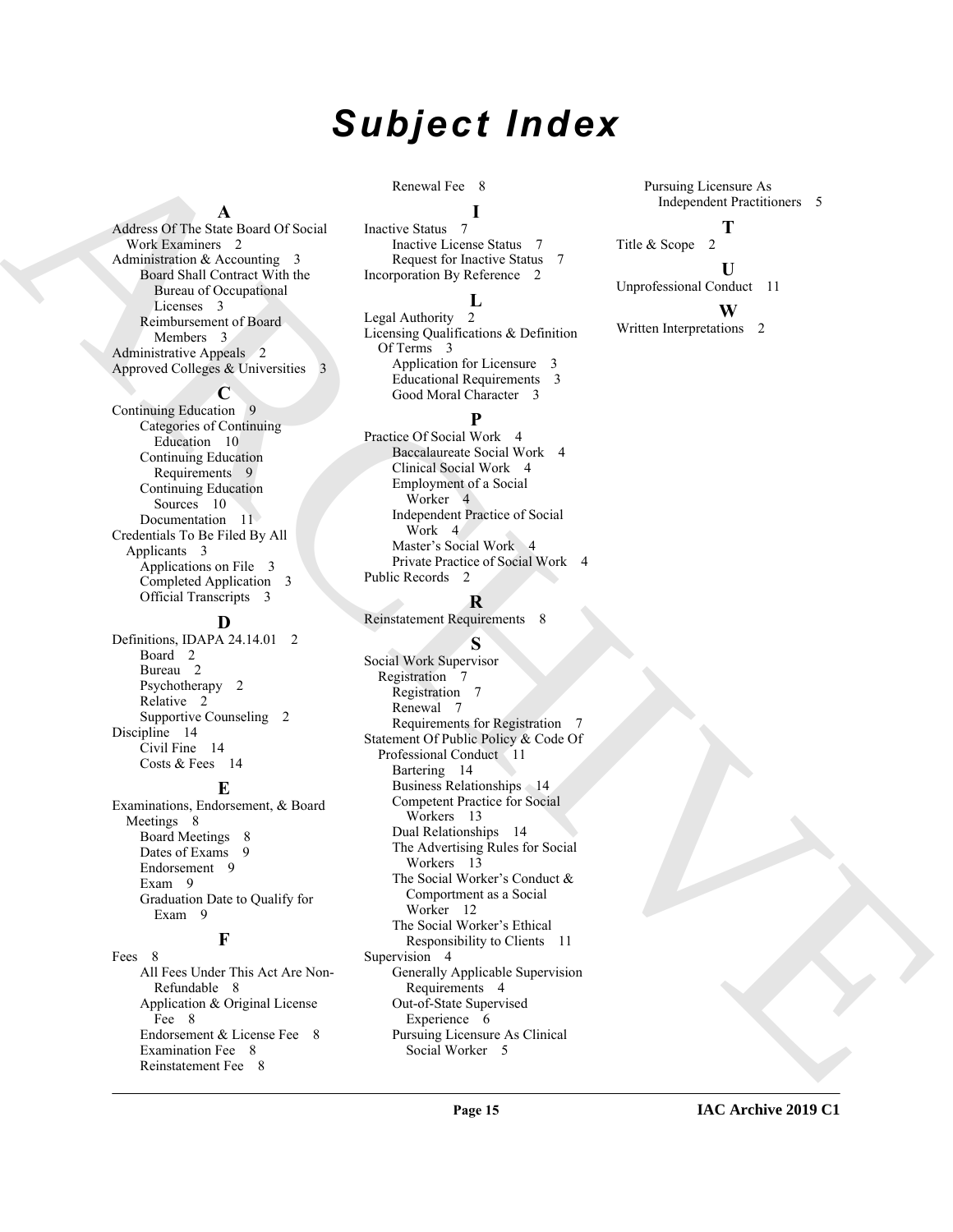# Subject Index

**A**

Address Of The State Board Of Social Work Examiners 2
Administration & Accounting 3
- Board Shall Contract With the Bureau of Occupational Licenses 3
- Reimbursement of Board Members 3

Administrative Appeals 2
Approved Colleges & Universities 3

**C**

Continuing Education 9
- Categories of Continuing Education 10
- Continuing Education Requirements 9
- Continuing Education Sources 10
- Documentation 11

Credentials To Be Filed By All Applicants 3
- Applications on File 3
- Completed Application 3
- Official Transcripts 3

**D**

Definitions, IDAPA 24.14.01 2
- Board 2
- Bureau 2
- Psychotherapy 2
- Relative 2
- Supportive Counseling 2

Discipline 14
- Civil Fine 14
- Costs & Fees 14

**E**

Examinations, Endorsement, & Board Meetings 8
- Board Meetings 8
- Dates of Exams 9
- Endorsement 9
- Exam 9
- Graduation Date to Qualify for Exam 9

**F**

Fees 8
- All Fees Under This Act Are Non-Refundable 8
- Application & Original License Fee 8
- Endorsement & License Fee 8
- Examination Fee 8
- Reinstatement Fee 8
- Renewal Fee 8

**I**

Inactive Status 7
- Inactive License Status 7
- Request for Inactive Status 7

Incorporation By Reference 2

**L**

Legal Authority 2
Licensing Qualifications & Definition Of Terms 3
- Application for Licensure 3
- Educational Requirements 3
- Good Moral Character 3

**P**

Practice Of Social Work 4
- Baccalaureate Social Work 4
- Clinical Social Work 4
- Employment of a Social Worker 4
- Independent Practice of Social Work 4
- Master's Social Work 4
- Private Practice of Social Work 4

Public Records 2

**R**

Reinstatement Requirements 8

**S**

Social Work Supervisor Registration 7
- Registration 7
- Renewal 7
- Requirements for Registration 7

Statement Of Public Policy & Code Of Professional Conduct 11
- Bartering 14
- Business Relationships 14
- Competent Practice for Social Workers 13
- Dual Relationships 14
- The Advertising Rules for Social Workers 13
- The Social Worker's Conduct & Comportment as a Social Worker 12
- The Social Worker's Ethical Responsibility to Clients 11

Supervision 4
- Generally Applicable Supervision Requirements 4
- Out-of-State Supervised Experience 6
- Pursuing Licensure As Clinical Social Worker 5
- Pursuing Licensure As Independent Practitioners 5

**T**

Title & Scope 2

**U**

Unprofessional Conduct 11

**W**

Written Interpretations 2